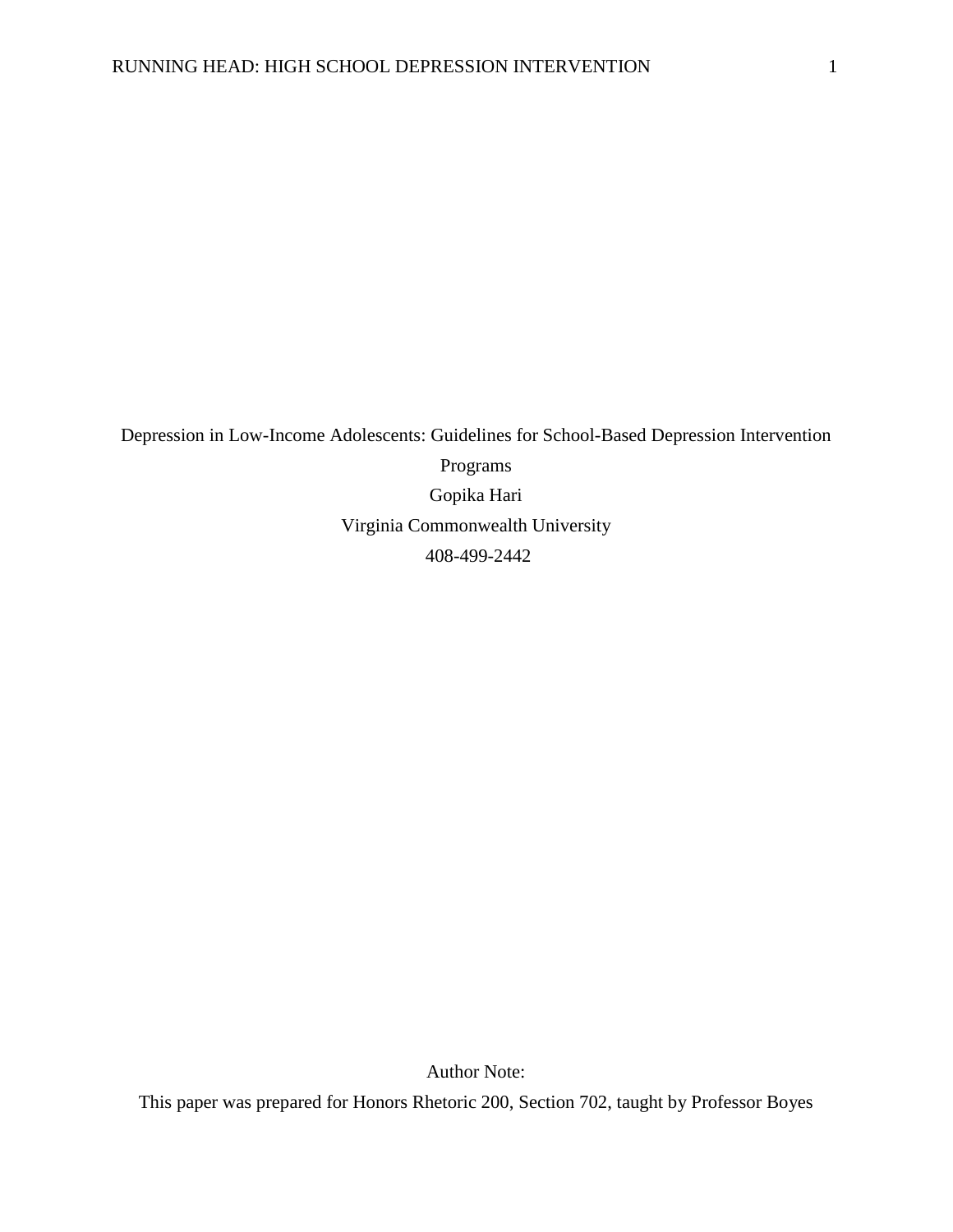Depression in Low-Income Adolescents: Guidelines for School-Based Depression Intervention Programs

Gopika Hari

Virginia Commonwealth University

408-499-2442

Author Note:

This paper was prepared for Honors Rhetoric 200, Section 702, taught by Professor Boyes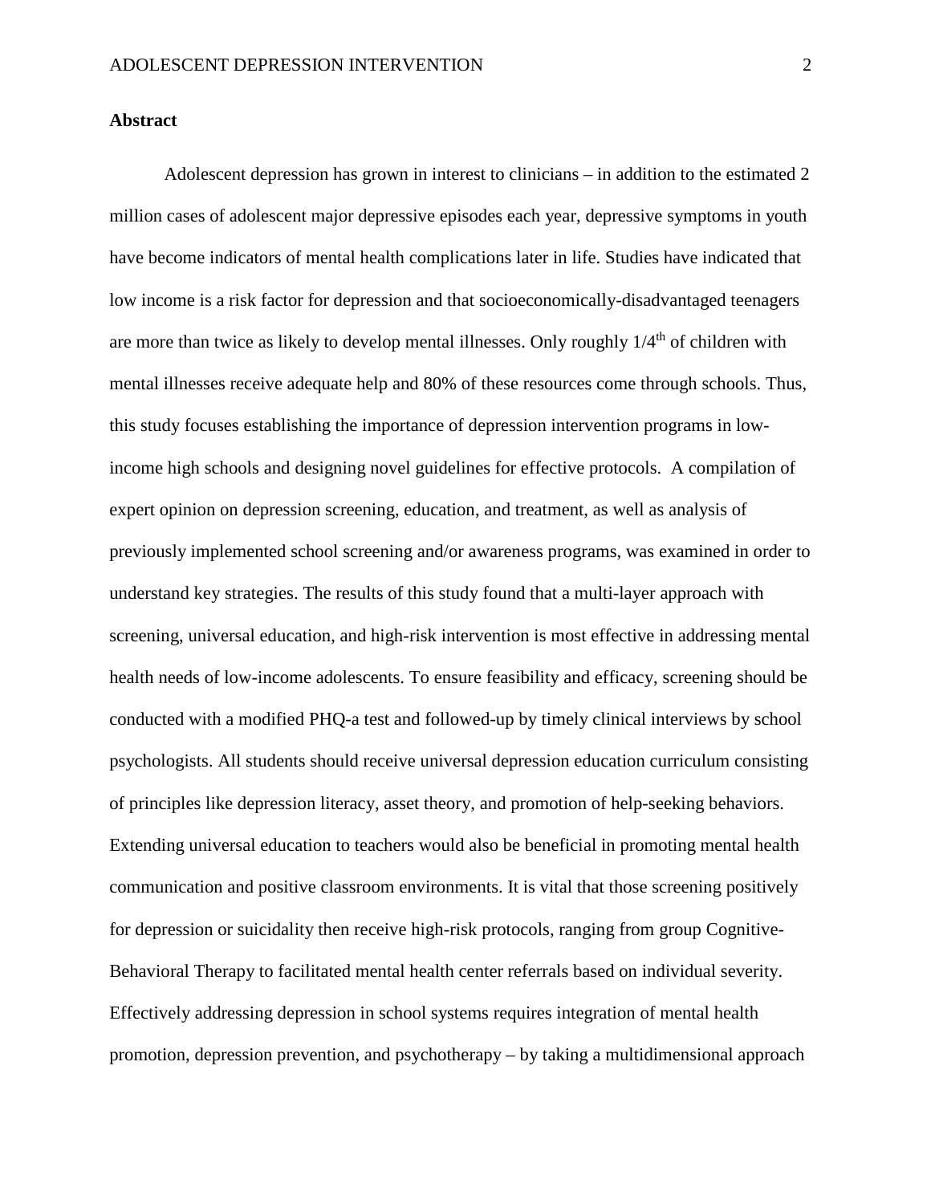**Abstract**

Adolescent depression has grown in interest to clinicians – in addition to the estimated 2 million cases of adolescent major depressive episodes each year, depressive symptoms in youth have become indicators of mental health complications later in life. Studies have indicated that low income is a risk factor for depression and that socioeconomically-disadvantaged teenagers are more than twice as likely to develop mental illnesses. Only roughly 1/4$^{th}$ of children with mental illnesses receive adequate help and 80% of these resources come through schools. Thus, this study focuses establishing the importance of depression intervention programs in low-income high schools and designing novel guidelines for effective protocols. A compilation of expert opinion on depression screening, education, and treatment, as well as analysis of previously implemented school screening and/or awareness programs, was examined in order to understand key strategies. The results of this study found that a multi-layer approach with screening, universal education, and high-risk intervention is most effective in addressing mental health needs of low-income adolescents. To ensure feasibility and efficacy, screening should be conducted with a modified PHQ-a test and followed-up by timely clinical interviews by school psychologists. All students should receive universal depression education curriculum consisting of principles like depression literacy, asset theory, and promotion of help-seeking behaviors. Extending universal education to teachers would also be beneficial in promoting mental health communication and positive classroom environments. It is vital that those screening positively for depression or suicidality then receive high-risk protocols, ranging from group Cognitive-Behavioral Therapy to facilitated mental health center referrals based on individual severity. Effectively addressing depression in school systems requires integration of mental health promotion, depression prevention, and psychotherapy – by taking a multidimensional approach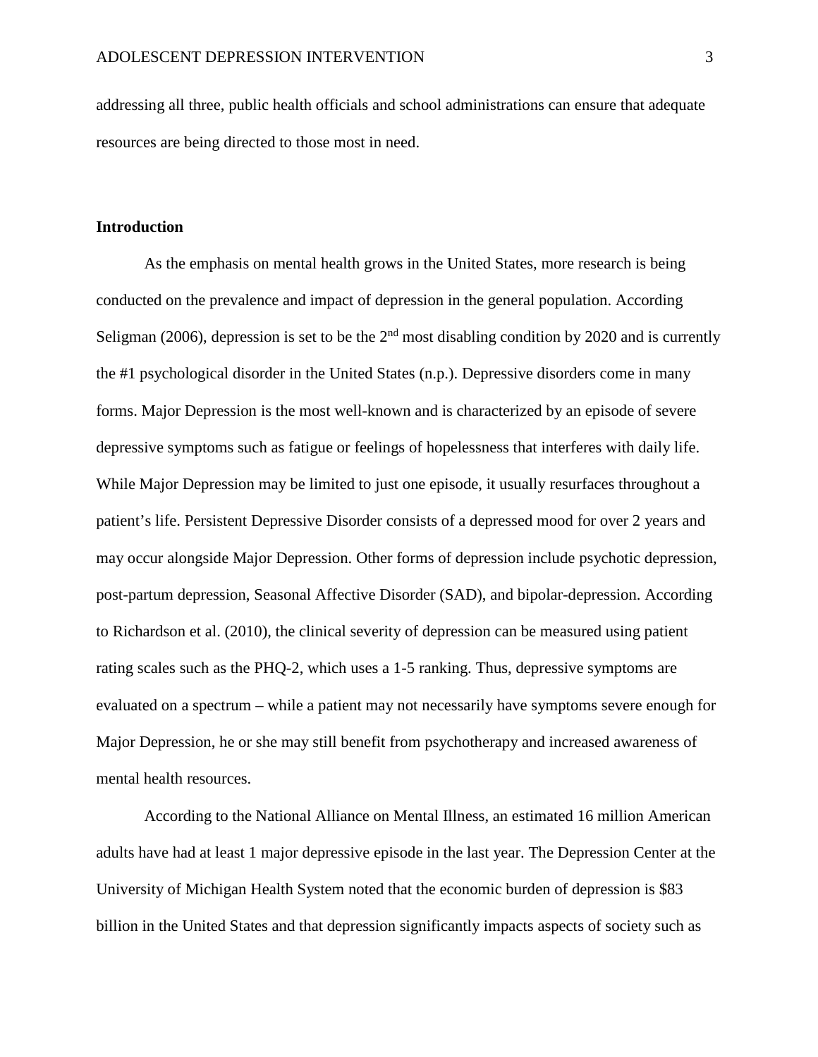addressing all three, public health officials and school administrations can ensure that adequate resources are being directed to those most in need.

**Introduction**

As the emphasis on mental health grows in the United States, more research is being conducted on the prevalence and impact of depression in the general population. According Seligman (2006), depression is set to be the 2nd most disabling condition by 2020 and is currently the #1 psychological disorder in the United States (n.p.). Depressive disorders come in many forms. Major Depression is the most well-known and is characterized by an episode of severe depressive symptoms such as fatigue or feelings of hopelessness that interferes with daily life. While Major Depression may be limited to just one episode, it usually resurfaces throughout a patient's life. Persistent Depressive Disorder consists of a depressed mood for over 2 years and may occur alongside Major Depression. Other forms of depression include psychotic depression, post-partum depression, Seasonal Affective Disorder (SAD), and bipolar-depression. According to Richardson et al. (2010), the clinical severity of depression can be measured using patient rating scales such as the PHQ-2, which uses a 1-5 ranking. Thus, depressive symptoms are evaluated on a spectrum – while a patient may not necessarily have symptoms severe enough for Major Depression, he or she may still benefit from psychotherapy and increased awareness of mental health resources.

According to the National Alliance on Mental Illness, an estimated 16 million American adults have had at least 1 major depressive episode in the last year. The Depression Center at the University of Michigan Health System noted that the economic burden of depression is $83 billion in the United States and that depression significantly impacts aspects of society such as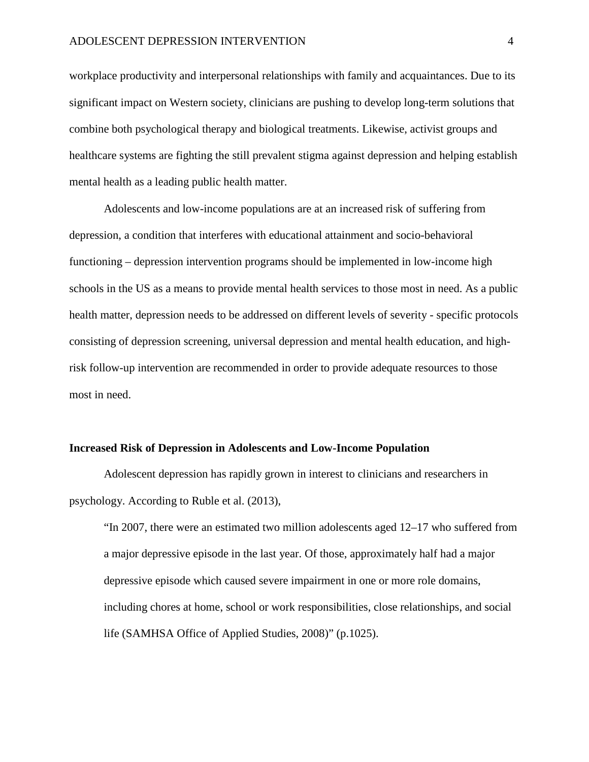workplace productivity and interpersonal relationships with family and acquaintances. Due to its significant impact on Western society, clinicians are pushing to develop long-term solutions that combine both psychological therapy and biological treatments. Likewise, activist groups and healthcare systems are fighting the still prevalent stigma against depression and helping establish mental health as a leading public health matter.

Adolescents and low-income populations are at an increased risk of suffering from depression, a condition that interferes with educational attainment and socio-behavioral functioning – depression intervention programs should be implemented in low-income high schools in the US as a means to provide mental health services to those most in need. As a public health matter, depression needs to be addressed on different levels of severity - specific protocols consisting of depression screening, universal depression and mental health education, and high-risk follow-up intervention are recommended in order to provide adequate resources to those most in need.

**Increased Risk of Depression in Adolescents and Low-Income Population**

Adolescent depression has rapidly grown in interest to clinicians and researchers in psychology. According to Ruble et al. (2013),

> "In 2007, there were an estimated two million adolescents aged 12–17 who suffered from a major depressive episode in the last year. Of those, approximately half had a major depressive episode which caused severe impairment in one or more role domains, including chores at home, school or work responsibilities, close relationships, and social life (SAMHSA Office of Applied Studies, 2008)" (p.1025).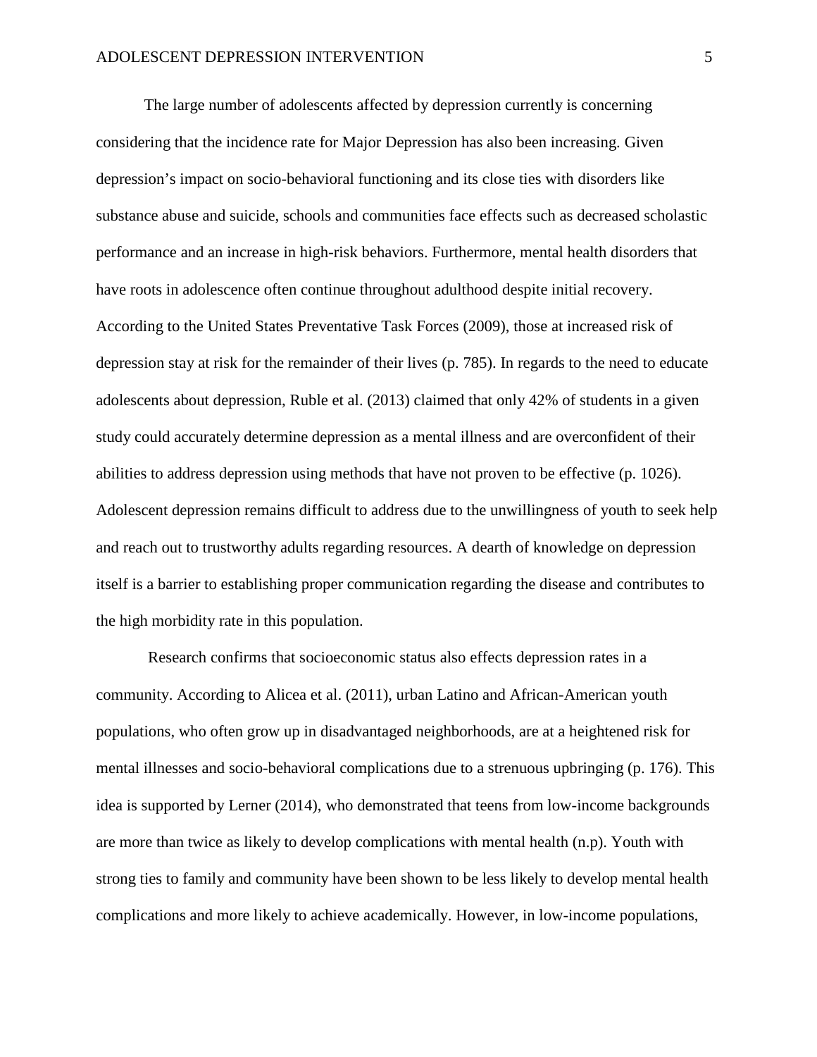The large number of adolescents affected by depression currently is concerning considering that the incidence rate for Major Depression has also been increasing. Given depression's impact on socio-behavioral functioning and its close ties with disorders like substance abuse and suicide, schools and communities face effects such as decreased scholastic performance and an increase in high-risk behaviors. Furthermore, mental health disorders that have roots in adolescence often continue throughout adulthood despite initial recovery. According to the United States Preventative Task Forces (2009), those at increased risk of depression stay at risk for the remainder of their lives (p. 785). In regards to the need to educate adolescents about depression, Ruble et al. (2013) claimed that only 42% of students in a given study could accurately determine depression as a mental illness and are overconfident of their abilities to address depression using methods that have not proven to be effective (p. 1026). Adolescent depression remains difficult to address due to the unwillingness of youth to seek help and reach out to trustworthy adults regarding resources. A dearth of knowledge on depression itself is a barrier to establishing proper communication regarding the disease and contributes to the high morbidity rate in this population.

Research confirms that socioeconomic status also effects depression rates in a community. According to Alicea et al. (2011), urban Latino and African-American youth populations, who often grow up in disadvantaged neighborhoods, are at a heightened risk for mental illnesses and socio-behavioral complications due to a strenuous upbringing (p. 176). This idea is supported by Lerner (2014), who demonstrated that teens from low-income backgrounds are more than twice as likely to develop complications with mental health (n.p). Youth with strong ties to family and community have been shown to be less likely to develop mental health complications and more likely to achieve academically. However, in low-income populations,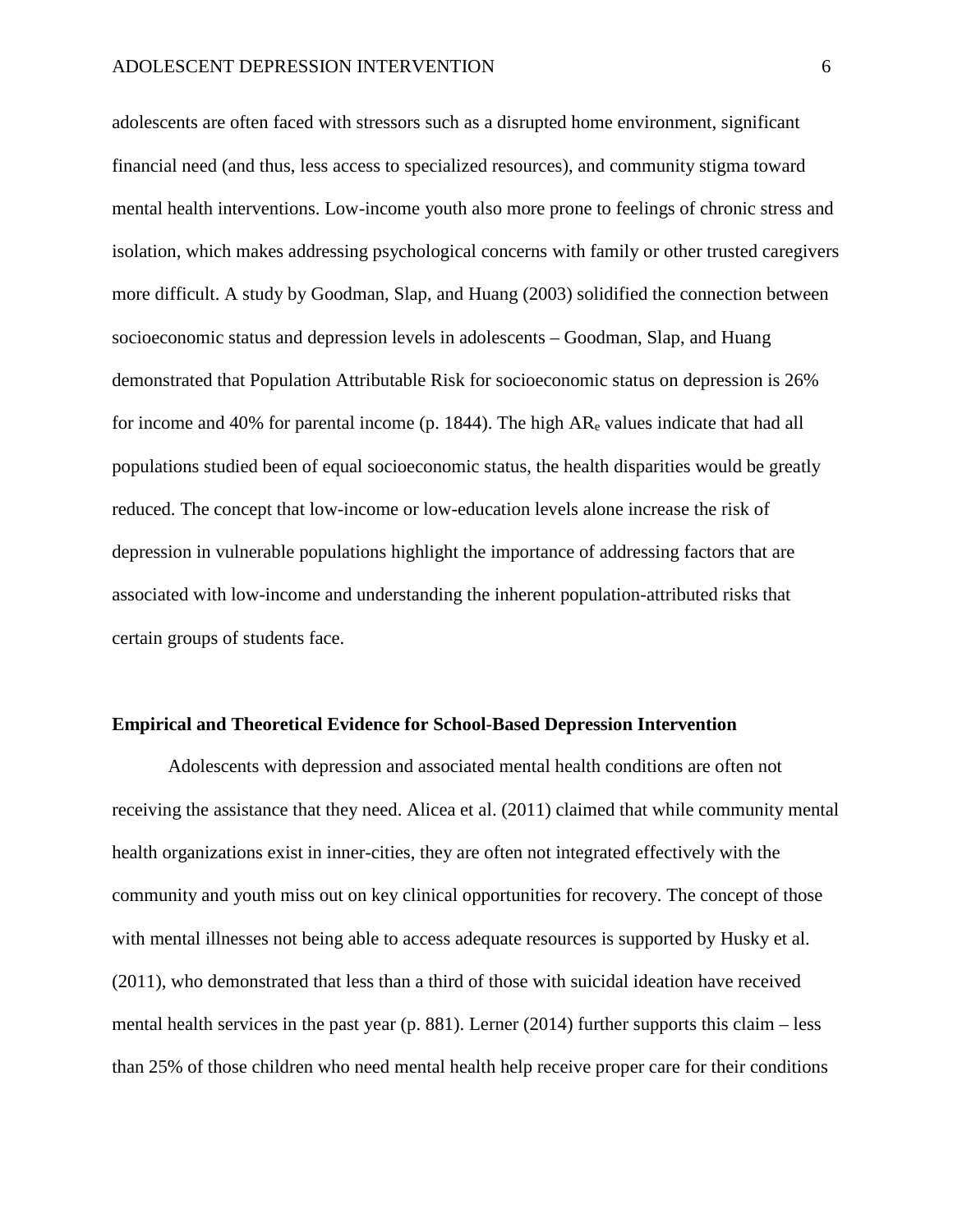adolescents are often faced with stressors such as a disrupted home environment, significant financial need (and thus, less access to specialized resources), and community stigma toward mental health interventions. Low-income youth also more prone to feelings of chronic stress and isolation, which makes addressing psychological concerns with family or other trusted caregivers more difficult. A study by Goodman, Slap, and Huang (2003) solidified the connection between socioeconomic status and depression levels in adolescents – Goodman, Slap, and Huang demonstrated that Population Attributable Risk for socioeconomic status on depression is 26% for income and 40% for parental income (p. 1844). The high $AR_e$ values indicate that had all populations studied been of equal socioeconomic status, the health disparities would be greatly reduced. The concept that low-income or low-education levels alone increase the risk of depression in vulnerable populations highlight the importance of addressing factors that are associated with low-income and understanding the inherent population-attributed risks that certain groups of students face.

**Empirical and Theoretical Evidence for School-Based Depression Intervention**

Adolescents with depression and associated mental health conditions are often not receiving the assistance that they need. Alicea et al. (2011) claimed that while community mental health organizations exist in inner-cities, they are often not integrated effectively with the community and youth miss out on key clinical opportunities for recovery. The concept of those with mental illnesses not being able to access adequate resources is supported by Husky et al. (2011), who demonstrated that less than a third of those with suicidal ideation have received mental health services in the past year (p. 881). Lerner (2014) further supports this claim – less than 25% of those children who need mental health help receive proper care for their conditions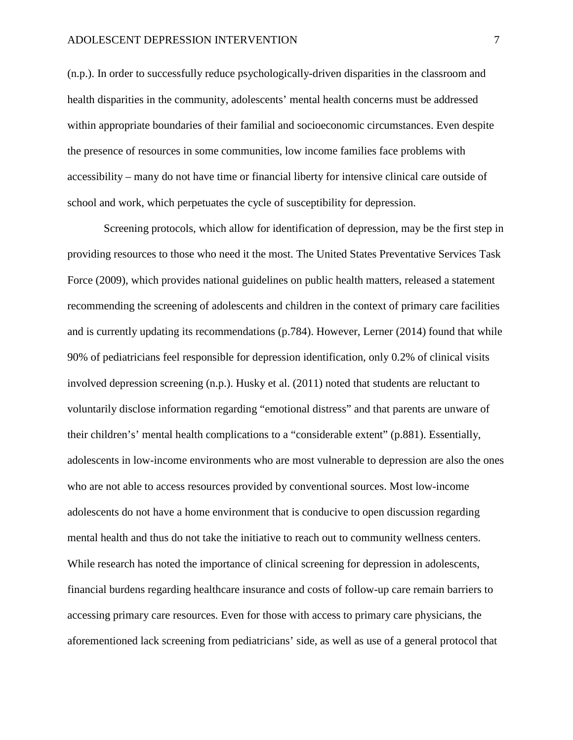(n.p.). In order to successfully reduce psychologically-driven disparities in the classroom and health disparities in the community, adolescents' mental health concerns must be addressed within appropriate boundaries of their familial and socioeconomic circumstances. Even despite the presence of resources in some communities, low income families face problems with accessibility – many do not have time or financial liberty for intensive clinical care outside of school and work, which perpetuates the cycle of susceptibility for depression.

Screening protocols, which allow for identification of depression, may be the first step in providing resources to those who need it the most. The United States Preventative Services Task Force (2009), which provides national guidelines on public health matters, released a statement recommending the screening of adolescents and children in the context of primary care facilities and is currently updating its recommendations (p.784). However, Lerner (2014) found that while 90% of pediatricians feel responsible for depression identification, only 0.2% of clinical visits involved depression screening (n.p.). Husky et al. (2011) noted that students are reluctant to voluntarily disclose information regarding "emotional distress" and that parents are unware of their children's' mental health complications to a "considerable extent" (p.881). Essentially, adolescents in low-income environments who are most vulnerable to depression are also the ones who are not able to access resources provided by conventional sources. Most low-income adolescents do not have a home environment that is conducive to open discussion regarding mental health and thus do not take the initiative to reach out to community wellness centers. While research has noted the importance of clinical screening for depression in adolescents, financial burdens regarding healthcare insurance and costs of follow-up care remain barriers to accessing primary care resources. Even for those with access to primary care physicians, the aforementioned lack screening from pediatricians' side, as well as use of a general protocol that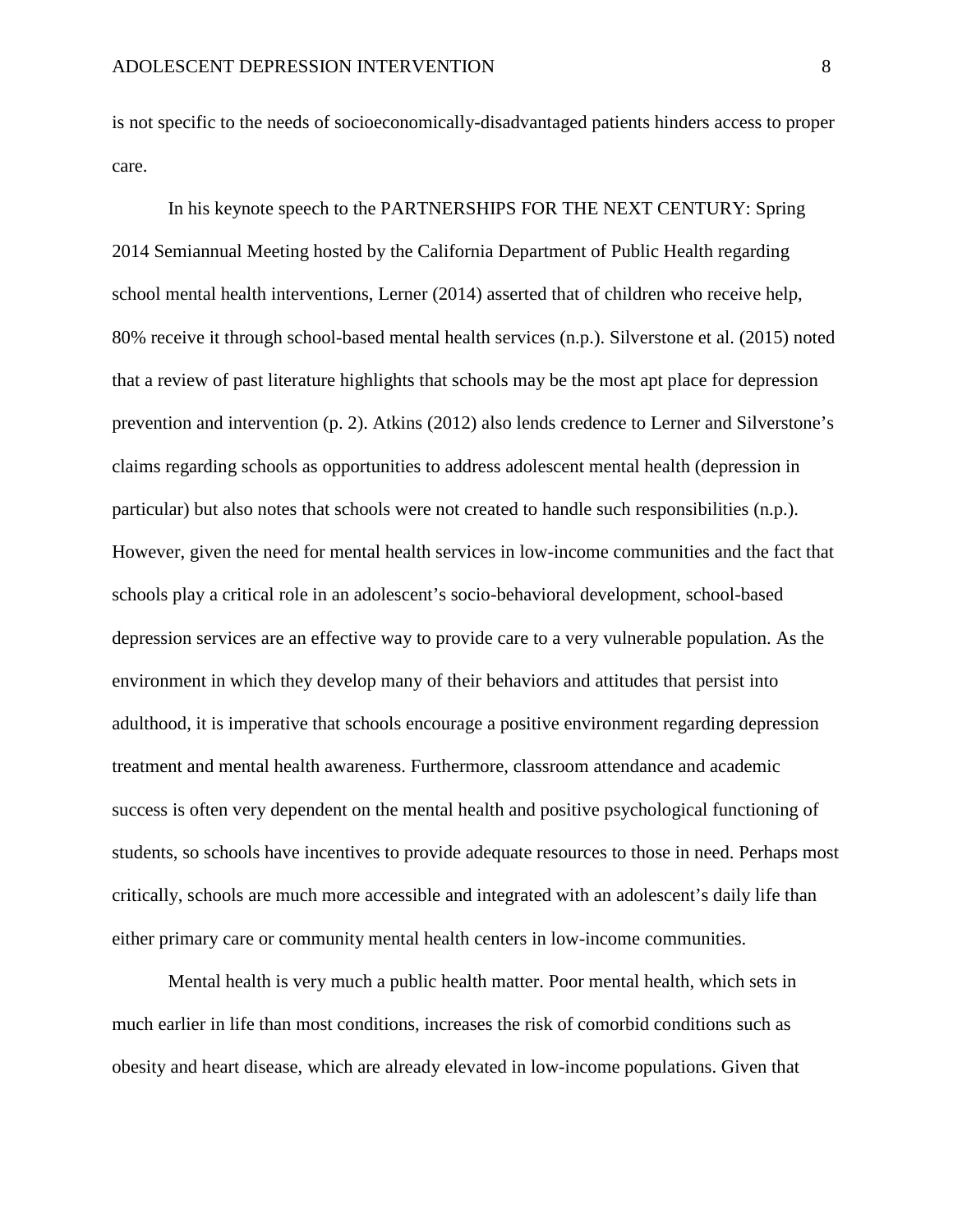is not specific to the needs of socioeconomically-disadvantaged patients hinders access to proper care.

In his keynote speech to the PARTNERSHIPS FOR THE NEXT CENTURY: Spring 2014 Semiannual Meeting hosted by the California Department of Public Health regarding school mental health interventions, Lerner (2014) asserted that of children who receive help, 80% receive it through school-based mental health services (n.p.). Silverstone et al. (2015) noted that a review of past literature highlights that schools may be the most apt place for depression prevention and intervention (p. 2). Atkins (2012) also lends credence to Lerner and Silverstone's claims regarding schools as opportunities to address adolescent mental health (depression in particular) but also notes that schools were not created to handle such responsibilities (n.p.). However, given the need for mental health services in low-income communities and the fact that schools play a critical role in an adolescent's socio-behavioral development, school-based depression services are an effective way to provide care to a very vulnerable population. As the environment in which they develop many of their behaviors and attitudes that persist into adulthood, it is imperative that schools encourage a positive environment regarding depression treatment and mental health awareness. Furthermore, classroom attendance and academic success is often very dependent on the mental health and positive psychological functioning of students, so schools have incentives to provide adequate resources to those in need. Perhaps most critically, schools are much more accessible and integrated with an adolescent's daily life than either primary care or community mental health centers in low-income communities.

Mental health is very much a public health matter. Poor mental health, which sets in much earlier in life than most conditions, increases the risk of comorbid conditions such as obesity and heart disease, which are already elevated in low-income populations. Given that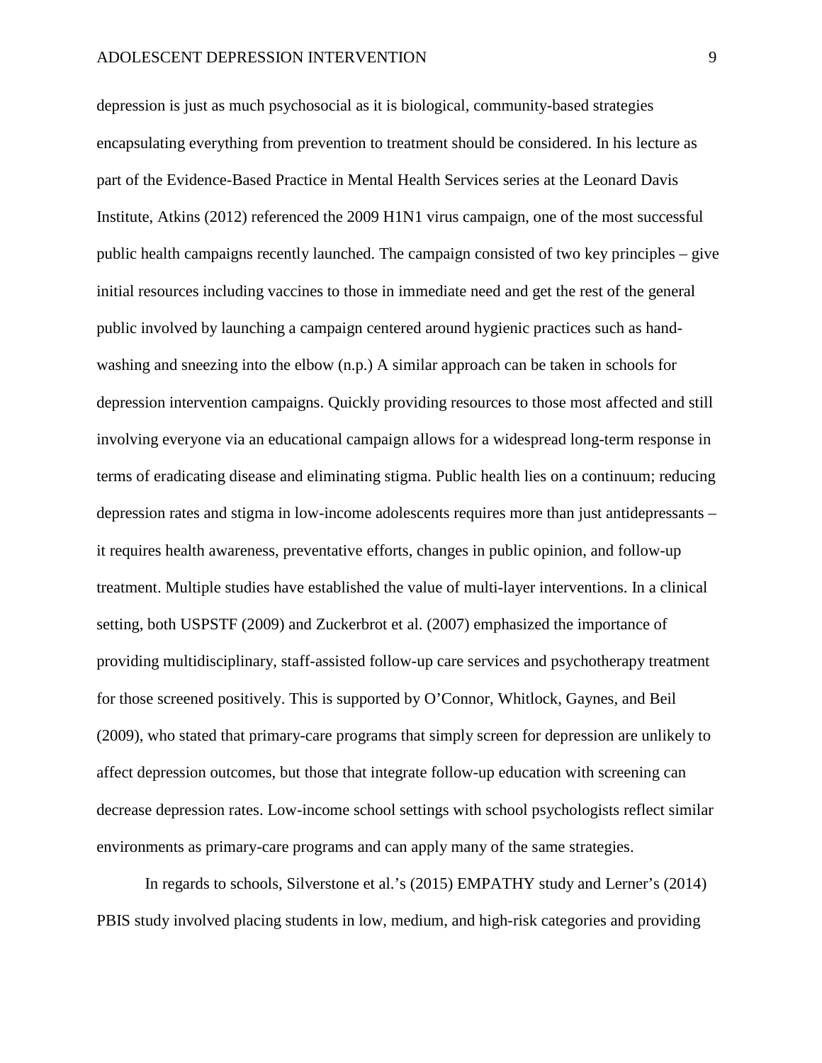depression is just as much psychosocial as it is biological, community-based strategies encapsulating everything from prevention to treatment should be considered. In his lecture as part of the Evidence-Based Practice in Mental Health Services series at the Leonard Davis Institute, Atkins (2012) referenced the 2009 H1N1 virus campaign, one of the most successful public health campaigns recently launched. The campaign consisted of two key principles – give initial resources including vaccines to those in immediate need and get the rest of the general public involved by launching a campaign centered around hygienic practices such as hand-washing and sneezing into the elbow (n.p.) A similar approach can be taken in schools for depression intervention campaigns. Quickly providing resources to those most affected and still involving everyone via an educational campaign allows for a widespread long-term response in terms of eradicating disease and eliminating stigma. Public health lies on a continuum; reducing depression rates and stigma in low-income adolescents requires more than just antidepressants – it requires health awareness, preventative efforts, changes in public opinion, and follow-up treatment. Multiple studies have established the value of multi-layer interventions. In a clinical setting, both USPSTF (2009) and Zuckerbrot et al. (2007) emphasized the importance of providing multidisciplinary, staff-assisted follow-up care services and psychotherapy treatment for those screened positively. This is supported by O'Connor, Whitlock, Gaynes, and Beil (2009), who stated that primary-care programs that simply screen for depression are unlikely to affect depression outcomes, but those that integrate follow-up education with screening can decrease depression rates. Low-income school settings with school psychologists reflect similar environments as primary-care programs and can apply many of the same strategies.

In regards to schools, Silverstone et al.'s (2015) EMPATHY study and Lerner's (2014) PBIS study involved placing students in low, medium, and high-risk categories and providing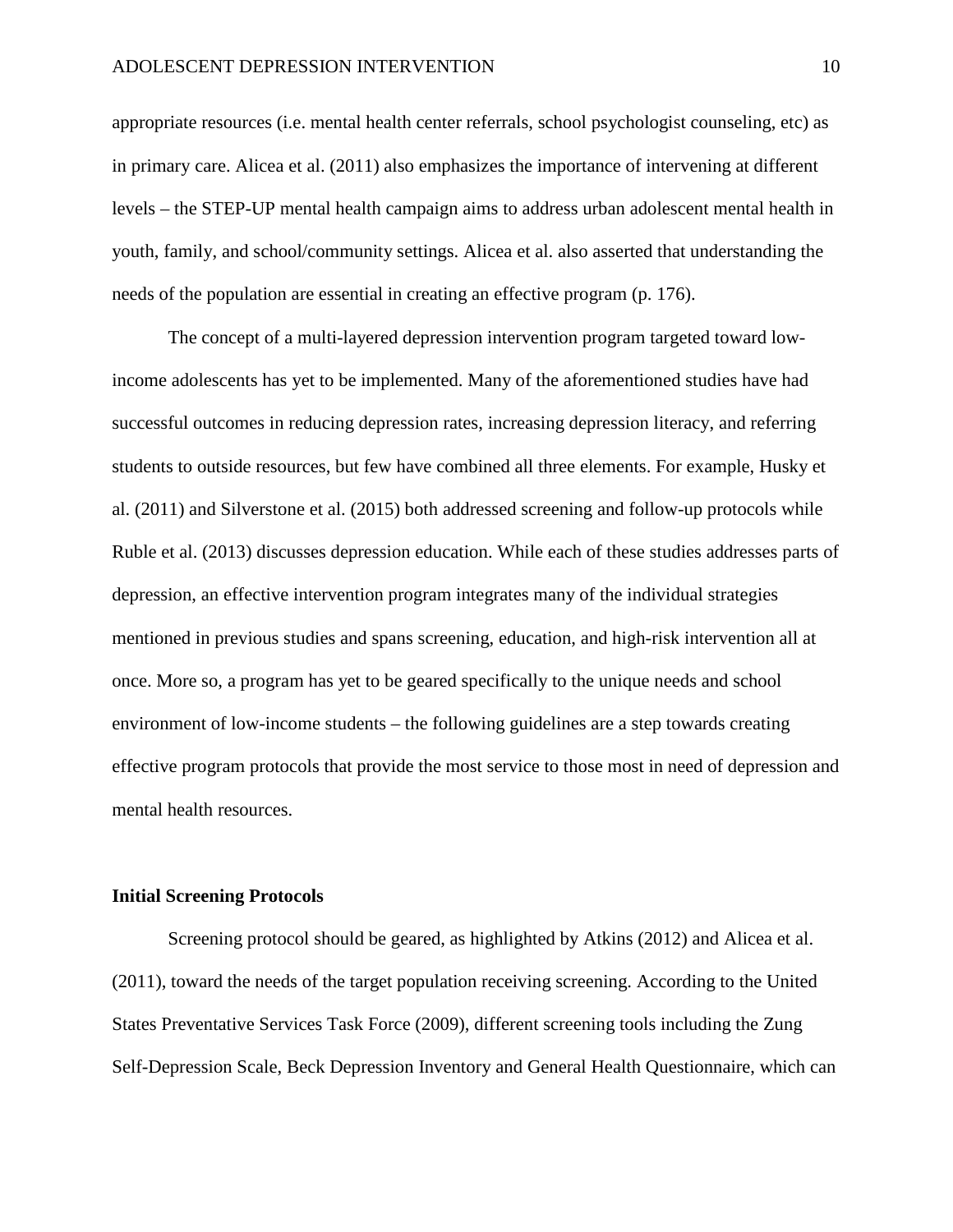appropriate resources (i.e. mental health center referrals, school psychologist counseling, etc) as in primary care. Alicea et al. (2011) also emphasizes the importance of intervening at different levels – the STEP-UP mental health campaign aims to address urban adolescent mental health in youth, family, and school/community settings. Alicea et al. also asserted that understanding the needs of the population are essential in creating an effective program (p. 176).

The concept of a multi-layered depression intervention program targeted toward low-income adolescents has yet to be implemented. Many of the aforementioned studies have had successful outcomes in reducing depression rates, increasing depression literacy, and referring students to outside resources, but few have combined all three elements. For example, Husky et al. (2011) and Silverstone et al. (2015) both addressed screening and follow-up protocols while Ruble et al. (2013) discusses depression education. While each of these studies addresses parts of depression, an effective intervention program integrates many of the individual strategies mentioned in previous studies and spans screening, education, and high-risk intervention all at once. More so, a program has yet to be geared specifically to the unique needs and school environment of low-income students – the following guidelines are a step towards creating effective program protocols that provide the most service to those most in need of depression and mental health resources.

**Initial Screening Protocols**

Screening protocol should be geared, as highlighted by Atkins (2012) and Alicea et al. (2011), toward the needs of the target population receiving screening. According to the United States Preventative Services Task Force (2009), different screening tools including the Zung Self-Depression Scale, Beck Depression Inventory and General Health Questionnaire, which can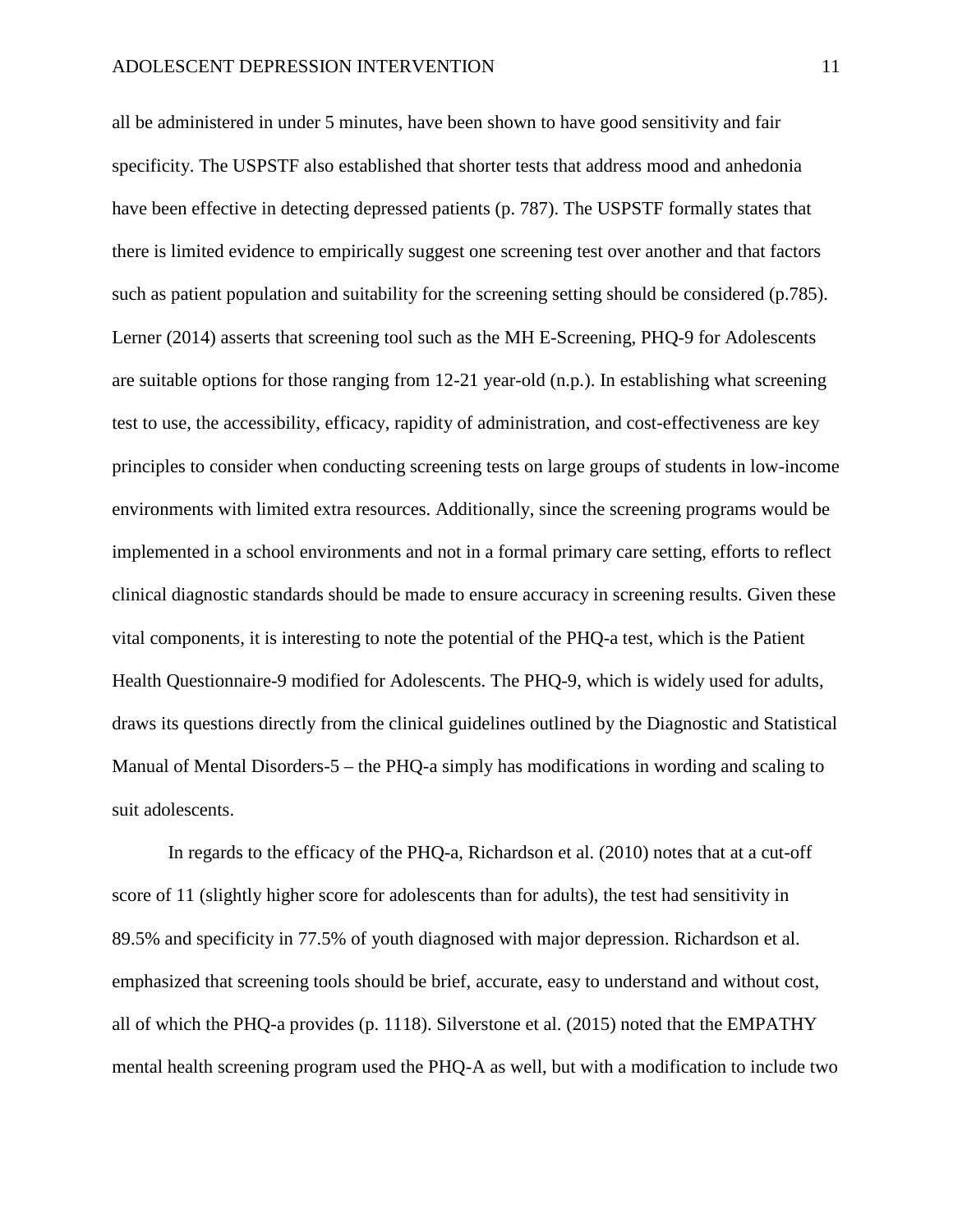all be administered in under 5 minutes, have been shown to have good sensitivity and fair specificity. The USPSTF also established that shorter tests that address mood and anhedonia have been effective in detecting depressed patients (p. 787). The USPSTF formally states that there is limited evidence to empirically suggest one screening test over another and that factors such as patient population and suitability for the screening setting should be considered (p.785). Lerner (2014) asserts that screening tool such as the MH E-Screening, PHQ-9 for Adolescents are suitable options for those ranging from 12-21 year-old (n.p.). In establishing what screening test to use, the accessibility, efficacy, rapidity of administration, and cost-effectiveness are key principles to consider when conducting screening tests on large groups of students in low-income environments with limited extra resources. Additionally, since the screening programs would be implemented in a school environments and not in a formal primary care setting, efforts to reflect clinical diagnostic standards should be made to ensure accuracy in screening results. Given these vital components, it is interesting to note the potential of the PHQ-a test, which is the Patient Health Questionnaire-9 modified for Adolescents. The PHQ-9, which is widely used for adults, draws its questions directly from the clinical guidelines outlined by the Diagnostic and Statistical Manual of Mental Disorders-5 – the PHQ-a simply has modifications in wording and scaling to suit adolescents.

In regards to the efficacy of the PHQ-a, Richardson et al. (2010) notes that at a cut-off score of 11 (slightly higher score for adolescents than for adults), the test had sensitivity in 89.5% and specificity in 77.5% of youth diagnosed with major depression. Richardson et al. emphasized that screening tools should be brief, accurate, easy to understand and without cost, all of which the PHQ-a provides (p. 1118). Silverstone et al. (2015) noted that the EMPATHY mental health screening program used the PHQ-A as well, but with a modification to include two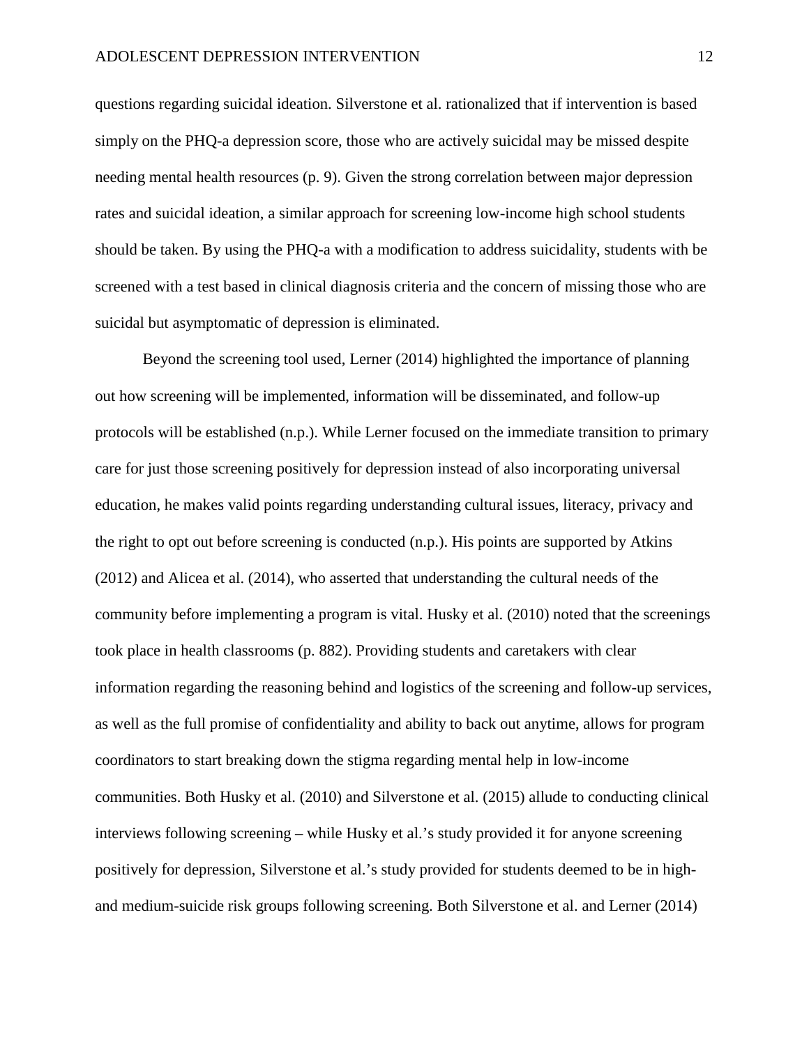questions regarding suicidal ideation. Silverstone et al. rationalized that if intervention is based simply on the PHQ-a depression score, those who are actively suicidal may be missed despite needing mental health resources (p. 9). Given the strong correlation between major depression rates and suicidal ideation, a similar approach for screening low-income high school students should be taken. By using the PHQ-a with a modification to address suicidality, students with be screened with a test based in clinical diagnosis criteria and the concern of missing those who are suicidal but asymptomatic of depression is eliminated.

Beyond the screening tool used, Lerner (2014) highlighted the importance of planning out how screening will be implemented, information will be disseminated, and follow-up protocols will be established (n.p.). While Lerner focused on the immediate transition to primary care for just those screening positively for depression instead of also incorporating universal education, he makes valid points regarding understanding cultural issues, literacy, privacy and the right to opt out before screening is conducted (n.p.). His points are supported by Atkins (2012) and Alicea et al. (2014), who asserted that understanding the cultural needs of the community before implementing a program is vital. Husky et al. (2010) noted that the screenings took place in health classrooms (p. 882). Providing students and caretakers with clear information regarding the reasoning behind and logistics of the screening and follow-up services, as well as the full promise of confidentiality and ability to back out anytime, allows for program coordinators to start breaking down the stigma regarding mental help in low-income communities. Both Husky et al. (2010) and Silverstone et al. (2015) allude to conducting clinical interviews following screening – while Husky et al.'s study provided it for anyone screening positively for depression, Silverstone et al.'s study provided for students deemed to be in high- and medium-suicide risk groups following screening. Both Silverstone et al. and Lerner (2014)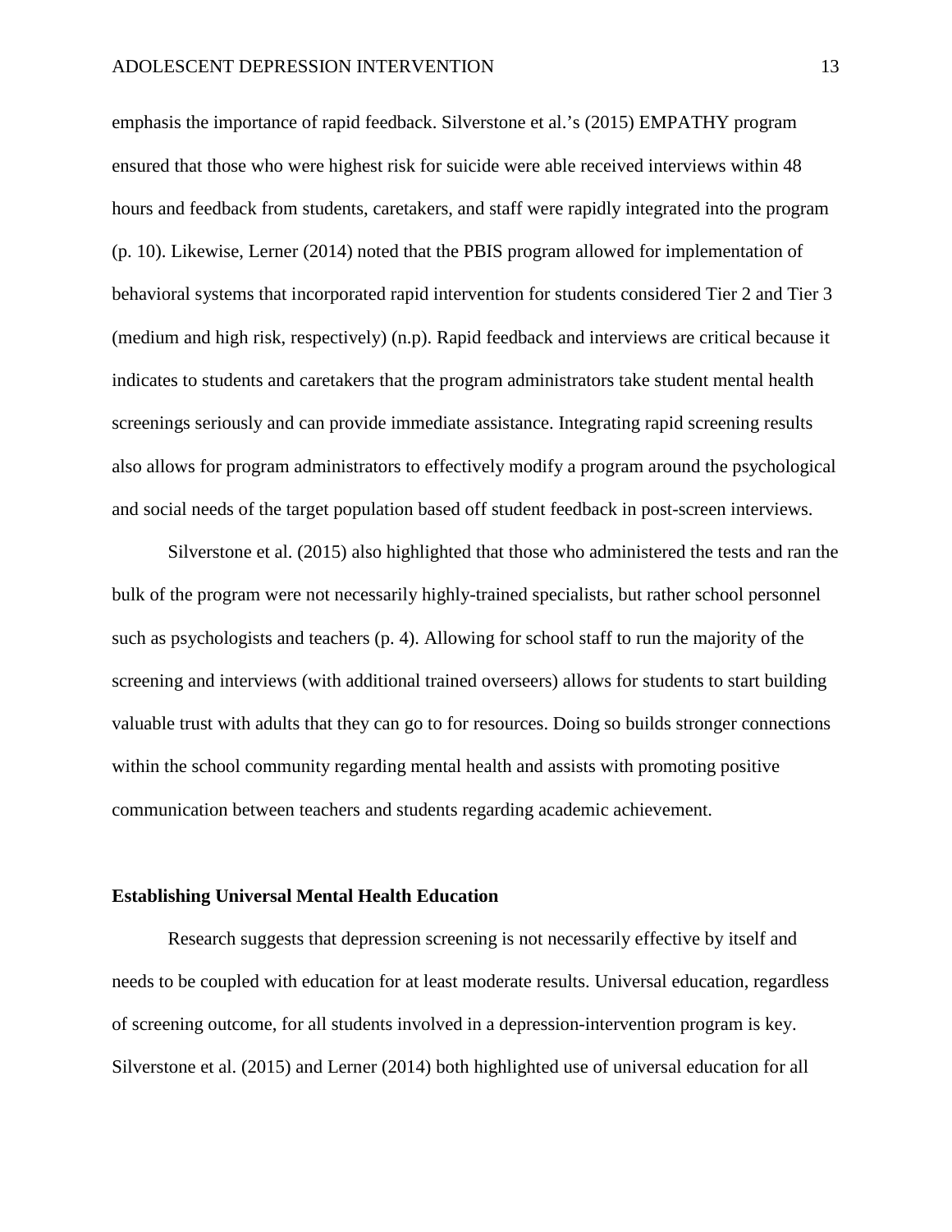emphasis the importance of rapid feedback. Silverstone et al.'s (2015) EMPATHY program ensured that those who were highest risk for suicide were able received interviews within 48 hours and feedback from students, caretakers, and staff were rapidly integrated into the program (p. 10). Likewise, Lerner (2014) noted that the PBIS program allowed for implementation of behavioral systems that incorporated rapid intervention for students considered Tier 2 and Tier 3 (medium and high risk, respectively) (n.p). Rapid feedback and interviews are critical because it indicates to students and caretakers that the program administrators take student mental health screenings seriously and can provide immediate assistance. Integrating rapid screening results also allows for program administrators to effectively modify a program around the psychological and social needs of the target population based off student feedback in post-screen interviews.

Silverstone et al. (2015) also highlighted that those who administered the tests and ran the bulk of the program were not necessarily highly-trained specialists, but rather school personnel such as psychologists and teachers (p. 4). Allowing for school staff to run the majority of the screening and interviews (with additional trained overseers) allows for students to start building valuable trust with adults that they can go to for resources. Doing so builds stronger connections within the school community regarding mental health and assists with promoting positive communication between teachers and students regarding academic achievement.

**Establishing Universal Mental Health Education**

Research suggests that depression screening is not necessarily effective by itself and needs to be coupled with education for at least moderate results. Universal education, regardless of screening outcome, for all students involved in a depression-intervention program is key. Silverstone et al. (2015) and Lerner (2014) both highlighted use of universal education for all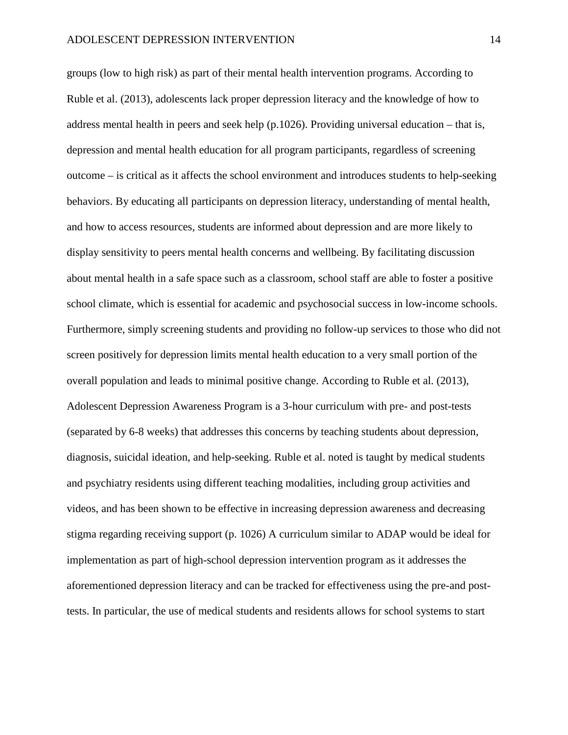groups (low to high risk) as part of their mental health intervention programs. According to Ruble et al. (2013), adolescents lack proper depression literacy and the knowledge of how to address mental health in peers and seek help (p.1026). Providing universal education – that is, depression and mental health education for all program participants, regardless of screening outcome – is critical as it affects the school environment and introduces students to help-seeking behaviors. By educating all participants on depression literacy, understanding of mental health, and how to access resources, students are informed about depression and are more likely to display sensitivity to peers mental health concerns and wellbeing. By facilitating discussion about mental health in a safe space such as a classroom, school staff are able to foster a positive school climate, which is essential for academic and psychosocial success in low-income schools. Furthermore, simply screening students and providing no follow-up services to those who did not screen positively for depression limits mental health education to a very small portion of the overall population and leads to minimal positive change. According to Ruble et al. (2013), Adolescent Depression Awareness Program is a 3-hour curriculum with pre- and post-tests (separated by 6-8 weeks) that addresses this concerns by teaching students about depression, diagnosis, suicidal ideation, and help-seeking. Ruble et al. noted is taught by medical students and psychiatry residents using different teaching modalities, including group activities and videos, and has been shown to be effective in increasing depression awareness and decreasing stigma regarding receiving support (p. 1026) A curriculum similar to ADAP would be ideal for implementation as part of high-school depression intervention program as it addresses the aforementioned depression literacy and can be tracked for effectiveness using the pre-and post-tests. In particular, the use of medical students and residents allows for school systems to start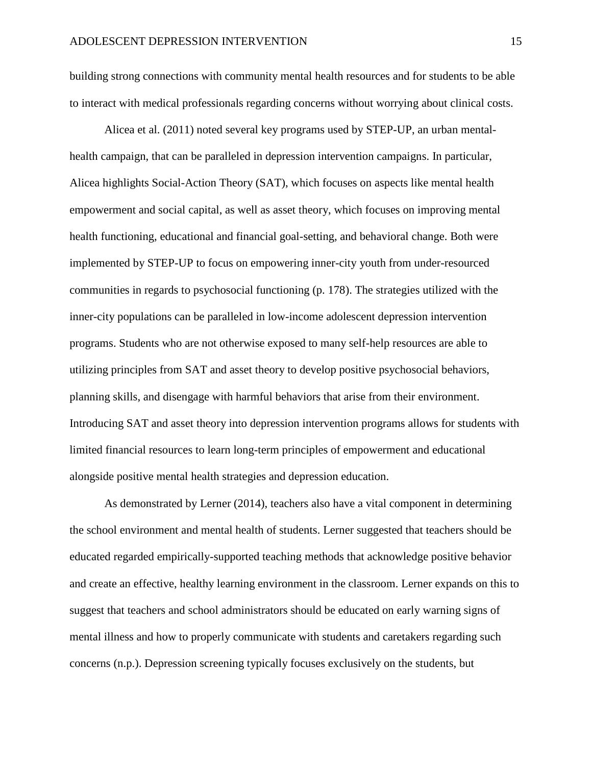building strong connections with community mental health resources and for students to be able to interact with medical professionals regarding concerns without worrying about clinical costs.

Alicea et al. (2011) noted several key programs used by STEP-UP, an urban mental-health campaign, that can be paralleled in depression intervention campaigns. In particular, Alicea highlights Social-Action Theory (SAT), which focuses on aspects like mental health empowerment and social capital, as well as asset theory, which focuses on improving mental health functioning, educational and financial goal-setting, and behavioral change. Both were implemented by STEP-UP to focus on empowering inner-city youth from under-resourced communities in regards to psychosocial functioning (p. 178). The strategies utilized with the inner-city populations can be paralleled in low-income adolescent depression intervention programs. Students who are not otherwise exposed to many self-help resources are able to utilizing principles from SAT and asset theory to develop positive psychosocial behaviors, planning skills, and disengage with harmful behaviors that arise from their environment. Introducing SAT and asset theory into depression intervention programs allows for students with limited financial resources to learn long-term principles of empowerment and educational alongside positive mental health strategies and depression education.

As demonstrated by Lerner (2014), teachers also have a vital component in determining the school environment and mental health of students. Lerner suggested that teachers should be educated regarded empirically-supported teaching methods that acknowledge positive behavior and create an effective, healthy learning environment in the classroom. Lerner expands on this to suggest that teachers and school administrators should be educated on early warning signs of mental illness and how to properly communicate with students and caretakers regarding such concerns (n.p.). Depression screening typically focuses exclusively on the students, but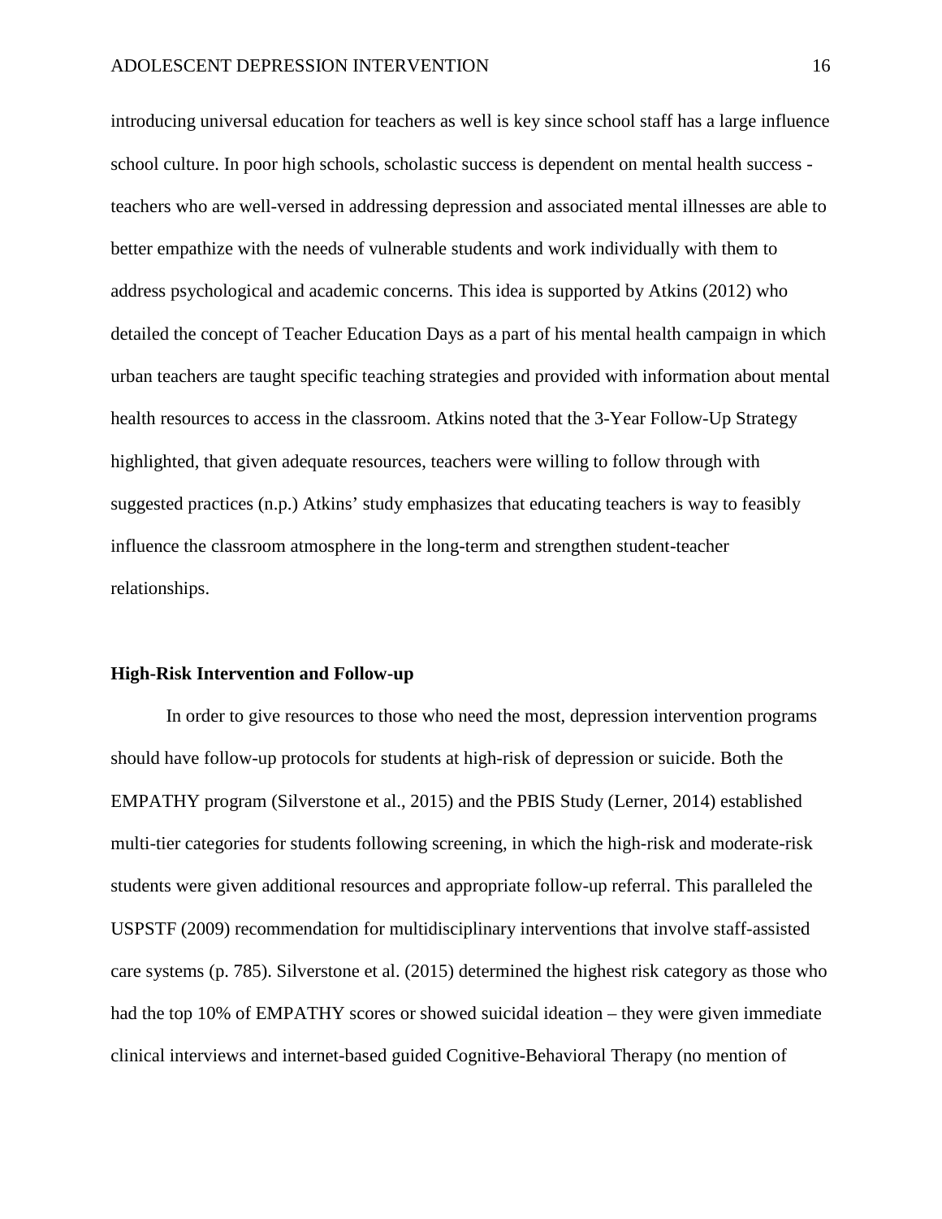introducing universal education for teachers as well is key since school staff has a large influence school culture. In poor high schools, scholastic success is dependent on mental health success - teachers who are well-versed in addressing depression and associated mental illnesses are able to better empathize with the needs of vulnerable students and work individually with them to address psychological and academic concerns. This idea is supported by Atkins (2012) who detailed the concept of Teacher Education Days as a part of his mental health campaign in which urban teachers are taught specific teaching strategies and provided with information about mental health resources to access in the classroom. Atkins noted that the 3-Year Follow-Up Strategy highlighted, that given adequate resources, teachers were willing to follow through with suggested practices (n.p.) Atkins' study emphasizes that educating teachers is way to feasibly influence the classroom atmosphere in the long-term and strengthen student-teacher relationships.

**High-Risk Intervention and Follow-up**

In order to give resources to those who need the most, depression intervention programs should have follow-up protocols for students at high-risk of depression or suicide. Both the EMPATHY program (Silverstone et al., 2015) and the PBIS Study (Lerner, 2014) established multi-tier categories for students following screening, in which the high-risk and moderate-risk students were given additional resources and appropriate follow-up referral. This paralleled the USPSTF (2009) recommendation for multidisciplinary interventions that involve staff-assisted care systems (p. 785). Silverstone et al. (2015) determined the highest risk category as those who had the top 10% of EMPATHY scores or showed suicidal ideation – they were given immediate clinical interviews and internet-based guided Cognitive-Behavioral Therapy (no mention of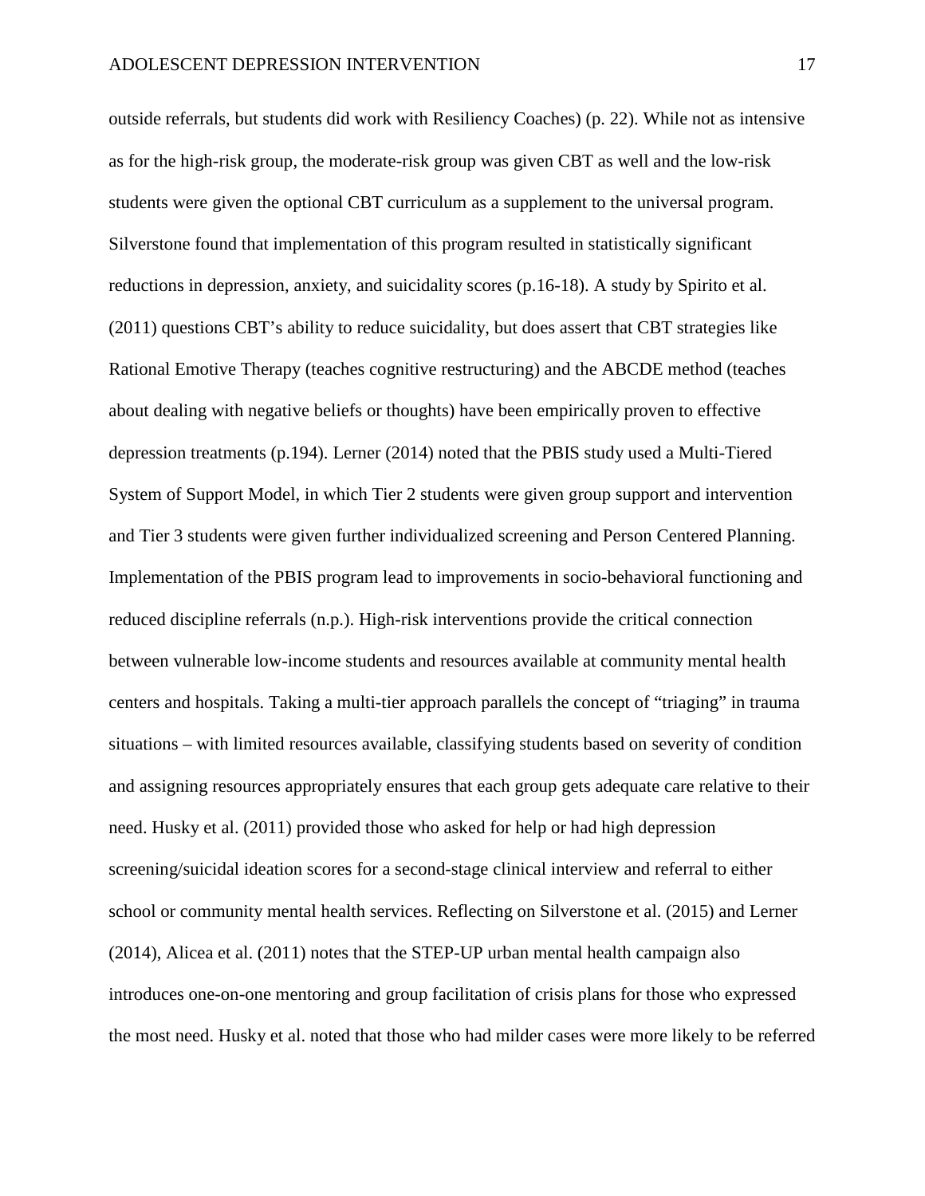outside referrals, but students did work with Resiliency Coaches) (p. 22). While not as intensive as for the high-risk group, the moderate-risk group was given CBT as well and the low-risk students were given the optional CBT curriculum as a supplement to the universal program. Silverstone found that implementation of this program resulted in statistically significant reductions in depression, anxiety, and suicidality scores (p.16-18). A study by Spirito et al. (2011) questions CBT's ability to reduce suicidality, but does assert that CBT strategies like Rational Emotive Therapy (teaches cognitive restructuring) and the ABCDE method (teaches about dealing with negative beliefs or thoughts) have been empirically proven to effective depression treatments (p.194). Lerner (2014) noted that the PBIS study used a Multi-Tiered System of Support Model, in which Tier 2 students were given group support and intervention and Tier 3 students were given further individualized screening and Person Centered Planning. Implementation of the PBIS program lead to improvements in socio-behavioral functioning and reduced discipline referrals (n.p.). High-risk interventions provide the critical connection between vulnerable low-income students and resources available at community mental health centers and hospitals. Taking a multi-tier approach parallels the concept of "triaging" in trauma situations – with limited resources available, classifying students based on severity of condition and assigning resources appropriately ensures that each group gets adequate care relative to their need. Husky et al. (2011) provided those who asked for help or had high depression screening/suicidal ideation scores for a second-stage clinical interview and referral to either school or community mental health services. Reflecting on Silverstone et al. (2015) and Lerner (2014), Alicea et al. (2011) notes that the STEP-UP urban mental health campaign also introduces one-on-one mentoring and group facilitation of crisis plans for those who expressed the most need. Husky et al. noted that those who had milder cases were more likely to be referred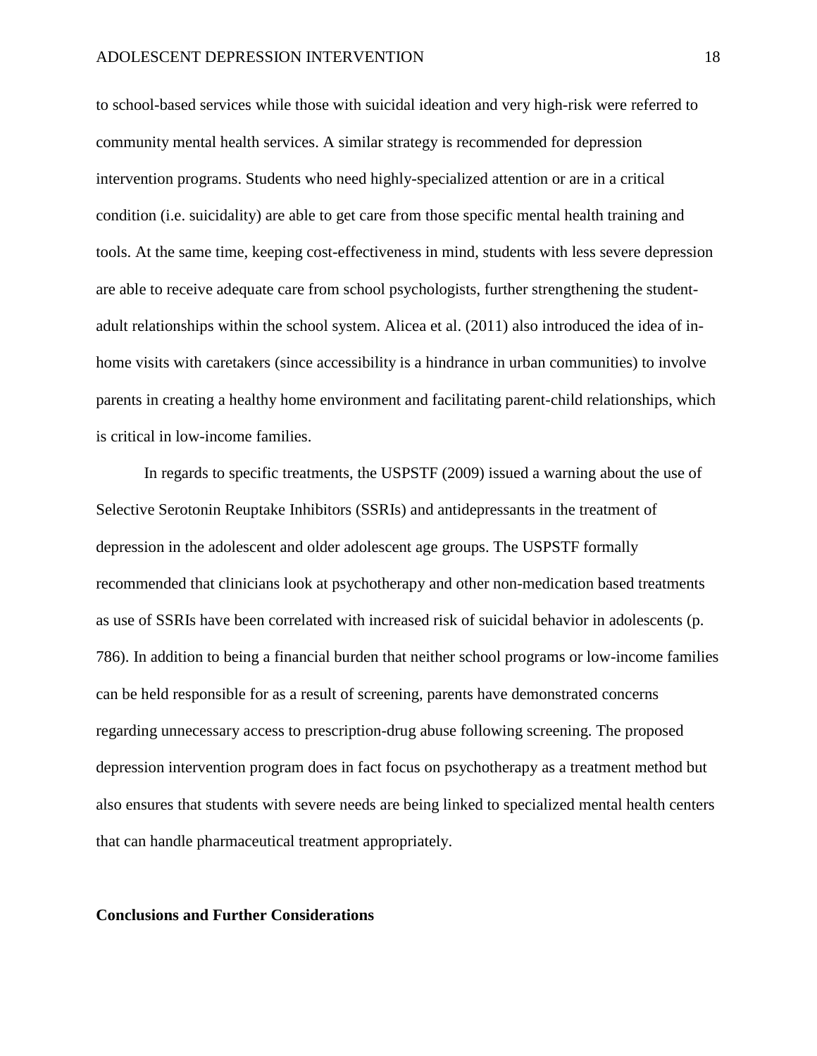to school-based services while those with suicidal ideation and very high-risk were referred to community mental health services. A similar strategy is recommended for depression intervention programs. Students who need highly-specialized attention or are in a critical condition (i.e. suicidality) are able to get care from those specific mental health training and tools. At the same time, keeping cost-effectiveness in mind, students with less severe depression are able to receive adequate care from school psychologists, further strengthening the student-adult relationships within the school system. Alicea et al. (2011) also introduced the idea of in-home visits with caretakers (since accessibility is a hindrance in urban communities) to involve parents in creating a healthy home environment and facilitating parent-child relationships, which is critical in low-income families.

In regards to specific treatments, the USPSTF (2009) issued a warning about the use of Selective Serotonin Reuptake Inhibitors (SSRIs) and antidepressants in the treatment of depression in the adolescent and older adolescent age groups. The USPSTF formally recommended that clinicians look at psychotherapy and other non-medication based treatments as use of SSRIs have been correlated with increased risk of suicidal behavior in adolescents (p. 786). In addition to being a financial burden that neither school programs or low-income families can be held responsible for as a result of screening, parents have demonstrated concerns regarding unnecessary access to prescription-drug abuse following screening. The proposed depression intervention program does in fact focus on psychotherapy as a treatment method but also ensures that students with severe needs are being linked to specialized mental health centers that can handle pharmaceutical treatment appropriately.

## Conclusions and Further Considerations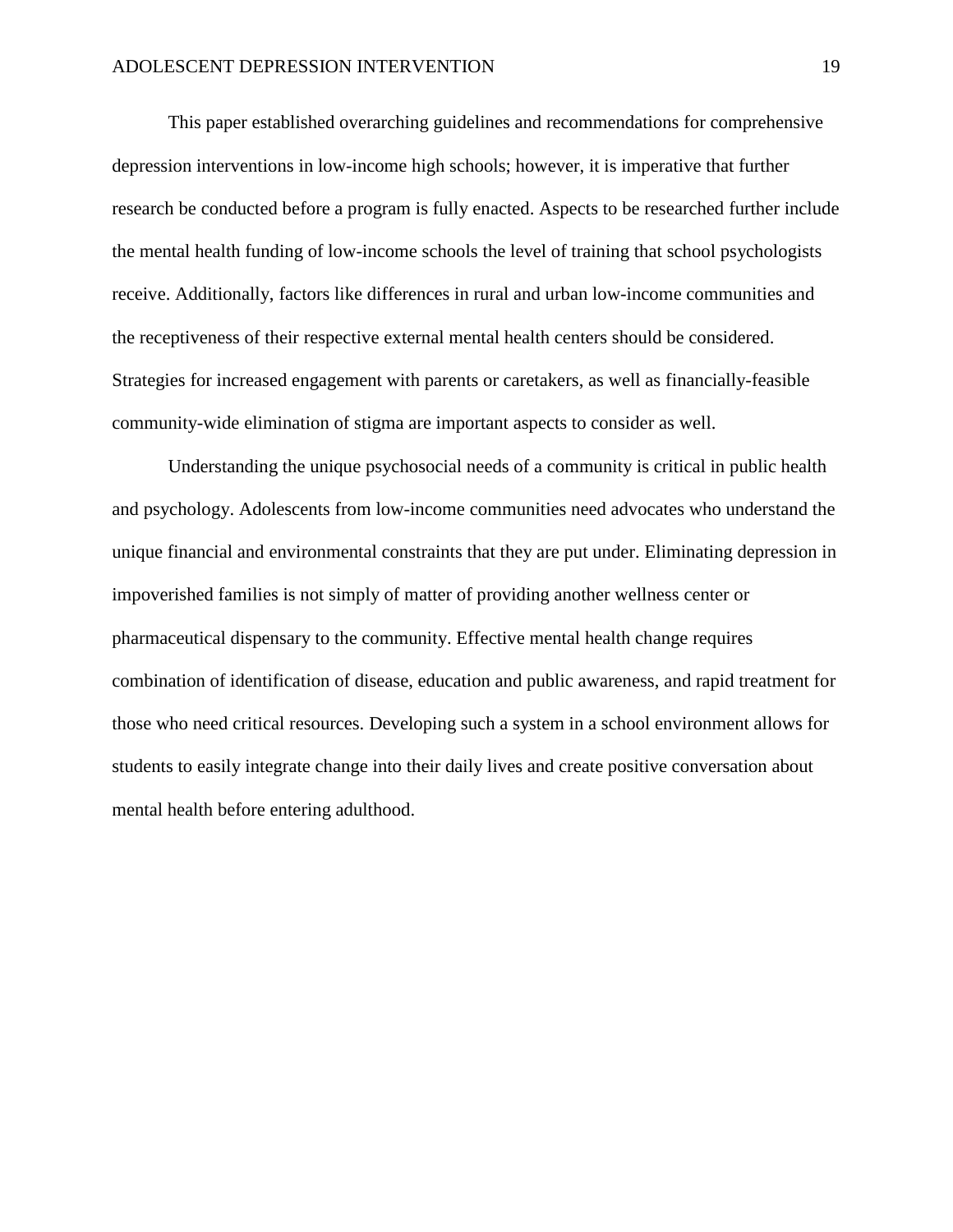This paper established overarching guidelines and recommendations for comprehensive depression interventions in low-income high schools; however, it is imperative that further research be conducted before a program is fully enacted. Aspects to be researched further include the mental health funding of low-income schools the level of training that school psychologists receive. Additionally, factors like differences in rural and urban low-income communities and the receptiveness of their respective external mental health centers should be considered. Strategies for increased engagement with parents or caretakers, as well as financially-feasible community-wide elimination of stigma are important aspects to consider as well.

Understanding the unique psychosocial needs of a community is critical in public health and psychology. Adolescents from low-income communities need advocates who understand the unique financial and environmental constraints that they are put under. Eliminating depression in impoverished families is not simply of matter of providing another wellness center or pharmaceutical dispensary to the community. Effective mental health change requires combination of identification of disease, education and public awareness, and rapid treatment for those who need critical resources. Developing such a system in a school environment allows for students to easily integrate change into their daily lives and create positive conversation about mental health before entering adulthood.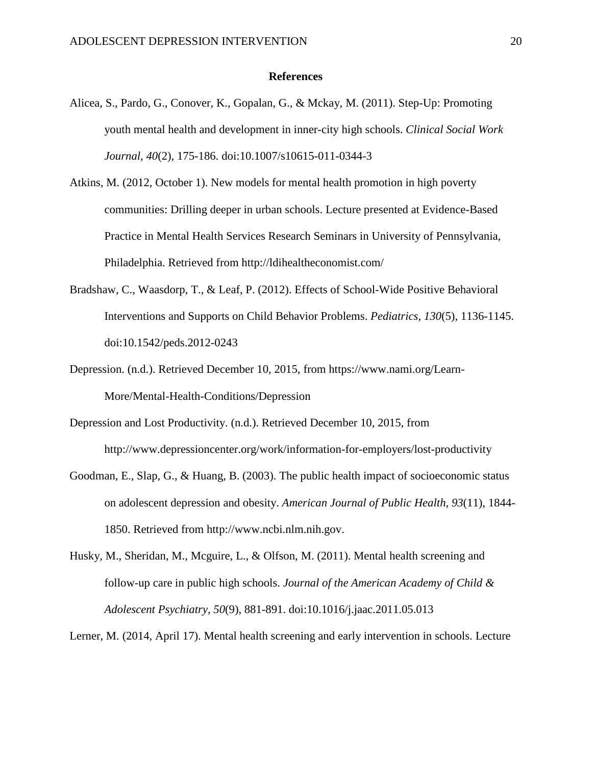# References

Alicea, S., Pardo, G., Conover, K., Gopalan, G., & Mckay, M. (2011). Step-Up: Promoting youth mental health and development in inner-city high schools. *Clinical Social Work Journal*, *40*(2), 175-186. doi:10.1007/s10615-011-0344-3

Atkins, M. (2012, October 1). New models for mental health promotion in high poverty communities: Drilling deeper in urban schools. Lecture presented at Evidence-Based Practice in Mental Health Services Research Seminars in University of Pennsylvania, Philadelphia. Retrieved from http://ldihealtheconomist.com/

Bradshaw, C., Waasdorp, T., & Leaf, P. (2012). Effects of School-Wide Positive Behavioral Interventions and Supports on Child Behavior Problems. *Pediatrics*, *130*(5), 1136-1145. doi:10.1542/peds.2012-0243

Depression. (n.d.). Retrieved December 10, 2015, from https://www.nami.org/Learn-More/Mental-Health-Conditions/Depression

Depression and Lost Productivity. (n.d.). Retrieved December 10, 2015, from http://www.depressioncenter.org/work/information-for-employers/lost-productivity

Goodman, E., Slap, G., & Huang, B. (2003). The public health impact of socioeconomic status on adolescent depression and obesity. *American Journal of Public Health*, *93*(11), 1844-1850. Retrieved from http://www.ncbi.nlm.nih.gov.

Husky, M., Sheridan, M., Mcguire, L., & Olfson, M. (2011). Mental health screening and follow-up care in public high schools. *Journal of the American Academy of Child & Adolescent Psychiatry*, *50*(9), 881-891. doi:10.1016/j.jaac.2011.05.013

Lerner, M. (2014, April 17). Mental health screening and early intervention in schools. Lecture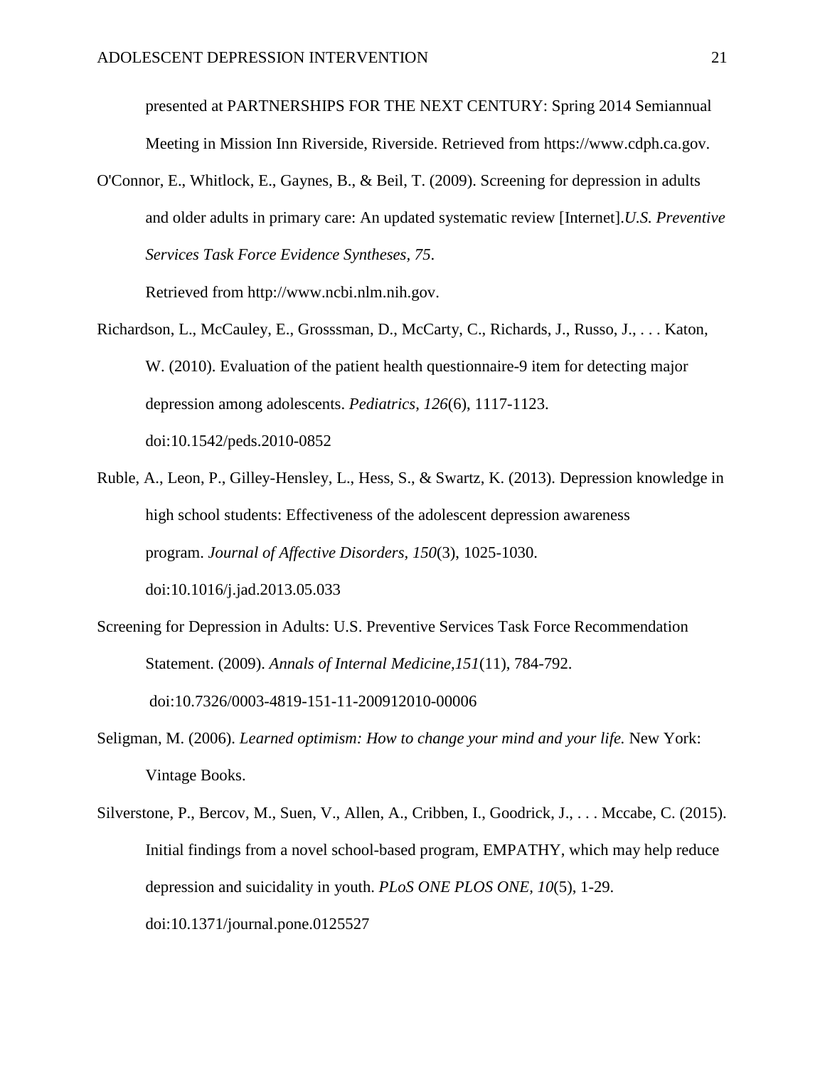presented at PARTNERSHIPS FOR THE NEXT CENTURY: Spring 2014 Semiannual Meeting in Mission Inn Riverside, Riverside. Retrieved from https://www.cdph.ca.gov.

O'Connor, E., Whitlock, E., Gaynes, B., & Beil, T. (2009). Screening for depression in adults and older adults in primary care: An updated systematic review [Internet].*U.S. Preventive Services Task Force Evidence Syntheses, 75*. Retrieved from http://www.ncbi.nlm.nih.gov.

Richardson, L., McCauley, E., Grosssman, D., McCarty, C., Richards, J., Russo, J., . . . Katon, W. (2010). Evaluation of the patient health questionnaire-9 item for detecting major depression among adolescents. *Pediatrics, 126*(6), 1117-1123. doi:10.1542/peds.2010-0852

Ruble, A., Leon, P., Gilley-Hensley, L., Hess, S., & Swartz, K. (2013). Depression knowledge in high school students: Effectiveness of the adolescent depression awareness program. *Journal of Affective Disorders, 150*(3), 1025-1030. doi:10.1016/j.jad.2013.05.033

Screening for Depression in Adults: U.S. Preventive Services Task Force Recommendation Statement. (2009). *Annals of Internal Medicine,151*(11), 784-792. doi:10.7326/0003-4819-151-11-200912010-00006

Seligman, M. (2006). *Learned optimism: How to change your mind and your life.* New York: Vintage Books.

Silverstone, P., Bercov, M., Suen, V., Allen, A., Cribben, I., Goodrick, J., . . . Mccabe, C. (2015). Initial findings from a novel school-based program, EMPATHY, which may help reduce depression and suicidality in youth. *PLoS ONE PLOS ONE, 10*(5), 1-29. doi:10.1371/journal.pone.0125527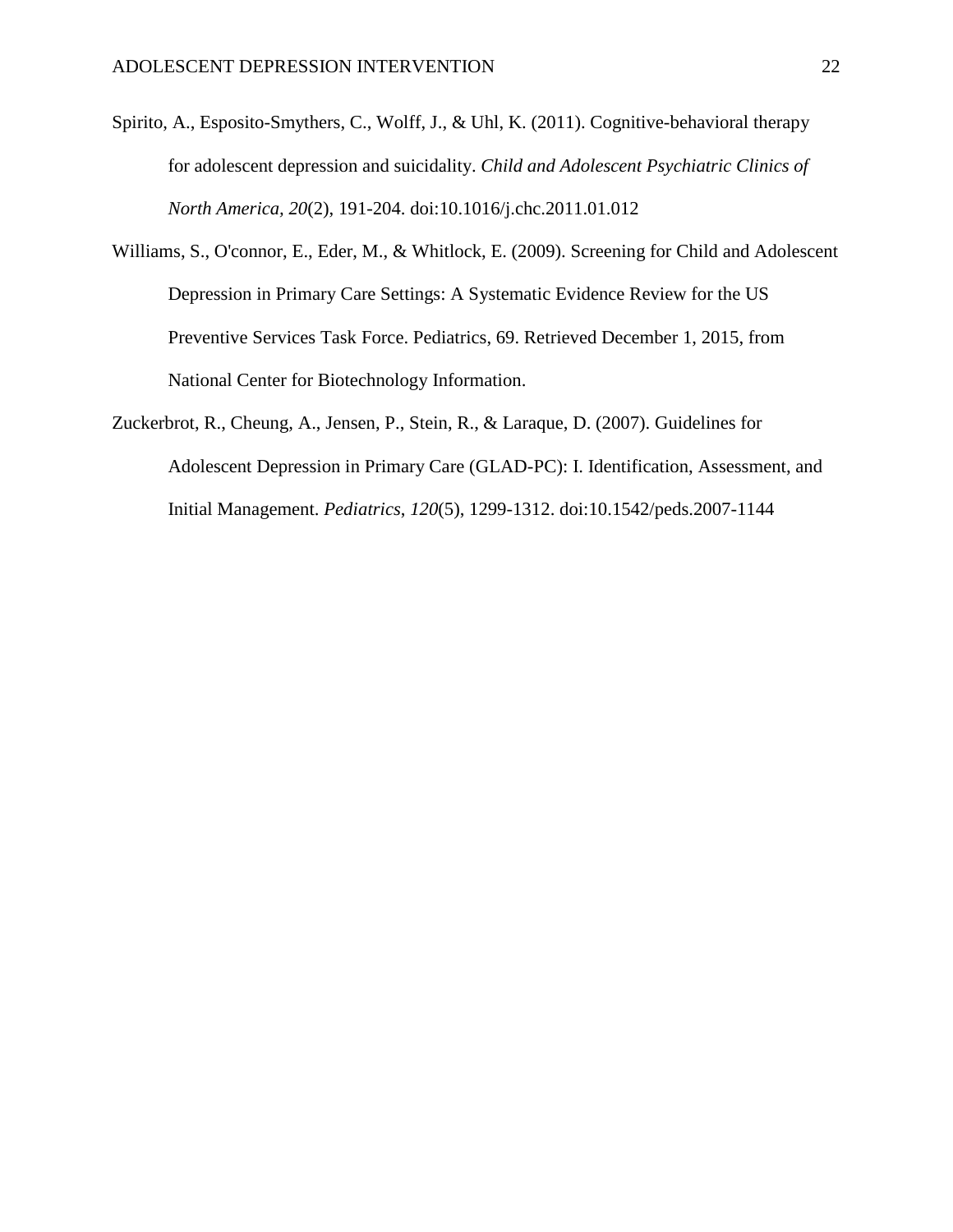Spirito, A., Esposito-Smythers, C., Wolff, J., & Uhl, K. (2011). Cognitive-behavioral therapy for adolescent depression and suicidality. *Child and Adolescent Psychiatric Clinics of North America, 20*(2), 191-204. doi:10.1016/j.chc.2011.01.012

Williams, S., O'connor, E., Eder, M., & Whitlock, E. (2009). Screening for Child and Adolescent Depression in Primary Care Settings: A Systematic Evidence Review for the US Preventive Services Task Force. Pediatrics, 69. Retrieved December 1, 2015, from National Center for Biotechnology Information.

Zuckerbrot, R., Cheung, A., Jensen, P., Stein, R., & Laraque, D. (2007). Guidelines for Adolescent Depression in Primary Care (GLAD-PC): I. Identification, Assessment, and Initial Management. *Pediatrics, 120*(5), 1299-1312. doi:10.1542/peds.2007-1144